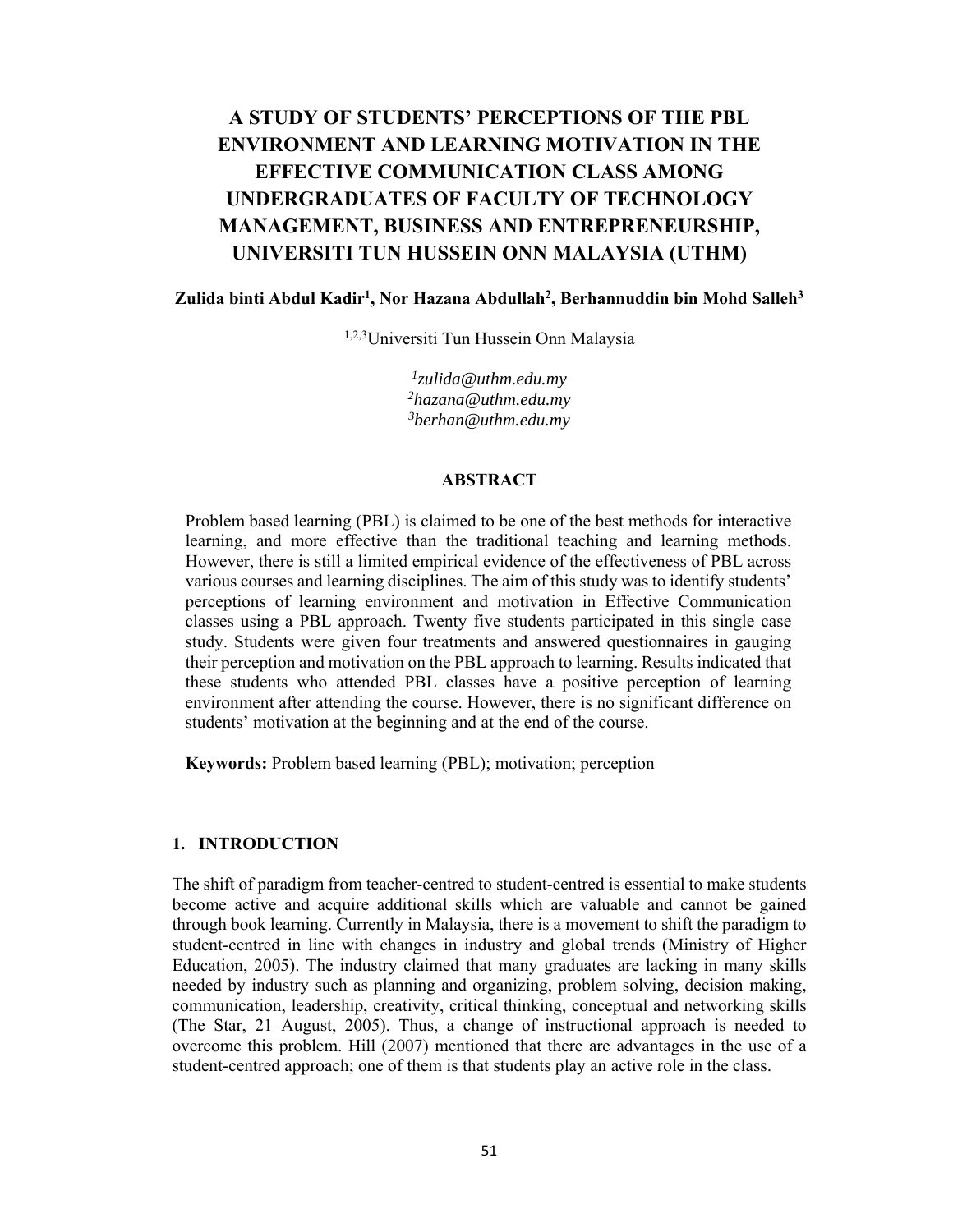# A STUDY OF STUDENTS' PERCEPTIONS OF THE PBL ENVIRONMENT AND LEARNING MOTIVATION IN THE EFFECTIVE COMMUNICATION CLASS AMONG UNDERGRADUATES OF FACULTY OF TECHNOLOGY MANAGEMENT, BUSINESS AND ENTREPRENEURSHIP, UNIVERSITI TUN HUSSEIN ONN MALAYSIA (UTHM)

**Zulida binti Abdul Kadir[1], Nor Hazana Abdullah[2], Berhannuddin bin Mohd Salleh[3]**

[1,2,3]Universiti Tun Hussein Onn Malaysia

*[1]zulida@uthm.edu.my*
*[2]hazana@uthm.edu.my*
*[3]berhan@uthm.edu.my*

## ABSTRACT

Problem based learning (PBL) is claimed to be one of the best methods for interactive learning, and more effective than the traditional teaching and learning methods. However, there is still a limited empirical evidence of the effectiveness of PBL across various courses and learning disciplines. The aim of this study was to identify students' perceptions of learning environment and motivation in Effective Communication classes using a PBL approach. Twenty five students participated in this single case study. Students were given four treatments and answered questionnaires in gauging their perception and motivation on the PBL approach to learning. Results indicated that these students who attended PBL classes have a positive perception of learning environment after attending the course. However, there is no significant difference on students' motivation at the beginning and at the end of the course.

**Keywords:** Problem based learning (PBL); motivation; perception

## 1. INTRODUCTION

The shift of paradigm from teacher-centred to student-centred is essential to make students become active and acquire additional skills which are valuable and cannot be gained through book learning. Currently in Malaysia, there is a movement to shift the paradigm to student-centred in line with changes in industry and global trends (Ministry of Higher Education, 2005). The industry claimed that many graduates are lacking in many skills needed by industry such as planning and organizing, problem solving, decision making, communication, leadership, creativity, critical thinking, conceptual and networking skills (The Star, 21 August, 2005). Thus, a change of instructional approach is needed to overcome this problem. Hill (2007) mentioned that there are advantages in the use of a student-centred approach; one of them is that students play an active role in the class.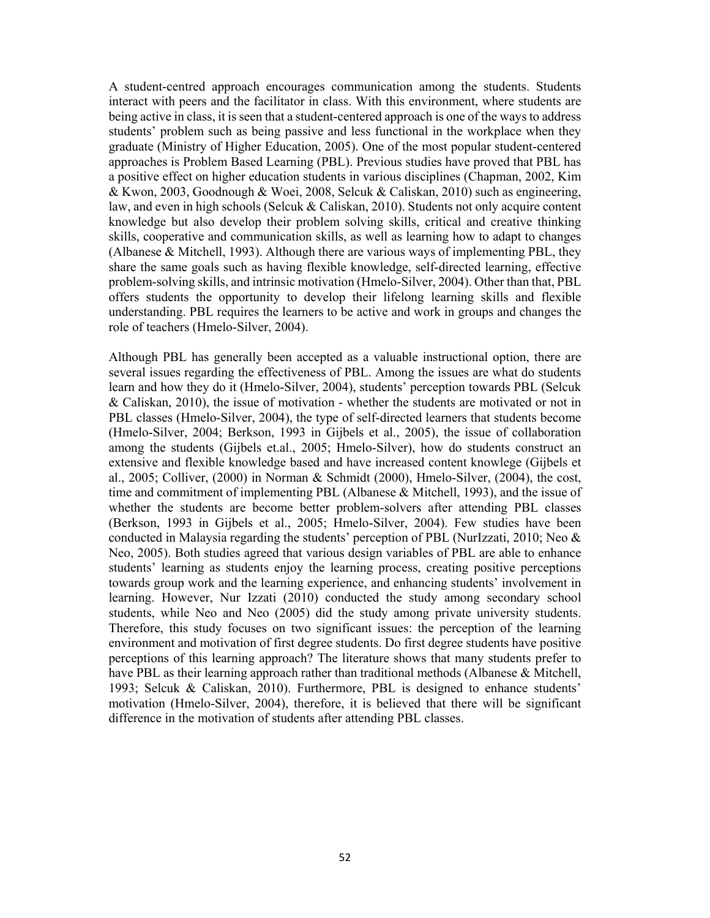A student-centred approach encourages communication among the students. Students interact with peers and the facilitator in class. With this environment, where students are being active in class, it is seen that a student-centered approach is one of the ways to address students' problem such as being passive and less functional in the workplace when they graduate (Ministry of Higher Education, 2005). One of the most popular student-centered approaches is Problem Based Learning (PBL). Previous studies have proved that PBL has a positive effect on higher education students in various disciplines (Chapman, 2002, Kim & Kwon, 2003, Goodnough & Woei, 2008, Selcuk & Caliskan, 2010) such as engineering, law, and even in high schools (Selcuk & Caliskan, 2010). Students not only acquire content knowledge but also develop their problem solving skills, critical and creative thinking skills, cooperative and communication skills, as well as learning how to adapt to changes (Albanese & Mitchell, 1993). Although there are various ways of implementing PBL, they share the same goals such as having flexible knowledge, self-directed learning, effective problem-solving skills, and intrinsic motivation (Hmelo-Silver, 2004). Other than that, PBL offers students the opportunity to develop their lifelong learning skills and flexible understanding. PBL requires the learners to be active and work in groups and changes the role of teachers (Hmelo-Silver, 2004).

Although PBL has generally been accepted as a valuable instructional option, there are several issues regarding the effectiveness of PBL. Among the issues are what do students learn and how they do it (Hmelo-Silver, 2004), students' perception towards PBL (Selcuk & Caliskan, 2010), the issue of motivation - whether the students are motivated or not in PBL classes (Hmelo-Silver, 2004), the type of self-directed learners that students become (Hmelo-Silver, 2004; Berkson, 1993 in Gijbels et al., 2005), the issue of collaboration among the students (Gijbels et.al., 2005; Hmelo-Silver), how do students construct an extensive and flexible knowledge based and have increased content knowlege (Gijbels et al., 2005; Colliver, (2000) in Norman & Schmidt (2000), Hmelo-Silver, (2004), the cost, time and commitment of implementing PBL (Albanese & Mitchell, 1993), and the issue of whether the students are become better problem-solvers after attending PBL classes (Berkson, 1993 in Gijbels et al., 2005; Hmelo-Silver, 2004). Few studies have been conducted in Malaysia regarding the students' perception of PBL (NurIzzati, 2010; Neo & Neo, 2005). Both studies agreed that various design variables of PBL are able to enhance students' learning as students enjoy the learning process, creating positive perceptions towards group work and the learning experience, and enhancing students' involvement in learning. However, Nur Izzati (2010) conducted the study among secondary school students, while Neo and Neo (2005) did the study among private university students. Therefore, this study focuses on two significant issues: the perception of the learning environment and motivation of first degree students. Do first degree students have positive perceptions of this learning approach? The literature shows that many students prefer to have PBL as their learning approach rather than traditional methods (Albanese & Mitchell, 1993; Selcuk & Caliskan, 2010). Furthermore, PBL is designed to enhance students' motivation (Hmelo-Silver, 2004), therefore, it is believed that there will be significant difference in the motivation of students after attending PBL classes.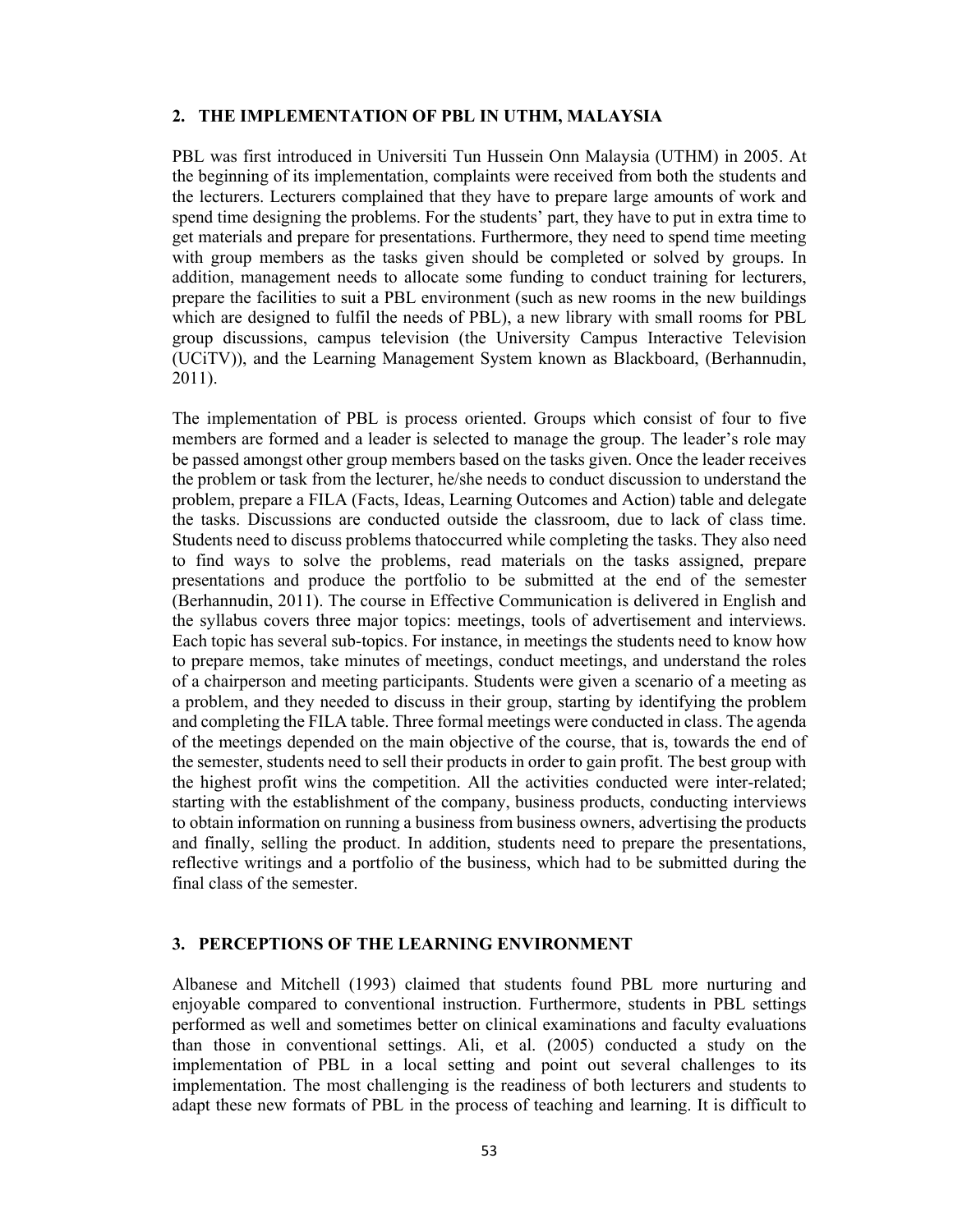## 2. THE IMPLEMENTATION OF PBL IN UTHM, MALAYSIA

PBL was first introduced in Universiti Tun Hussein Onn Malaysia (UTHM) in 2005. At the beginning of its implementation, complaints were received from both the students and the lecturers. Lecturers complained that they have to prepare large amounts of work and spend time designing the problems. For the students' part, they have to put in extra time to get materials and prepare for presentations. Furthermore, they need to spend time meeting with group members as the tasks given should be completed or solved by groups. In addition, management needs to allocate some funding to conduct training for lecturers, prepare the facilities to suit a PBL environment (such as new rooms in the new buildings which are designed to fulfil the needs of PBL), a new library with small rooms for PBL group discussions, campus television (the University Campus Interactive Television (UCiTV)), and the Learning Management System known as Blackboard, (Berhannudin, 2011).

The implementation of PBL is process oriented. Groups which consist of four to five members are formed and a leader is selected to manage the group. The leader's role may be passed amongst other group members based on the tasks given. Once the leader receives the problem or task from the lecturer, he/she needs to conduct discussion to understand the problem, prepare a FILA (Facts, Ideas, Learning Outcomes and Action) table and delegate the tasks. Discussions are conducted outside the classroom, due to lack of class time. Students need to discuss problems thatoccurred while completing the tasks. They also need to find ways to solve the problems, read materials on the tasks assigned, prepare presentations and produce the portfolio to be submitted at the end of the semester (Berhannudin, 2011). The course in Effective Communication is delivered in English and the syllabus covers three major topics: meetings, tools of advertisement and interviews. Each topic has several sub-topics. For instance, in meetings the students need to know how to prepare memos, take minutes of meetings, conduct meetings, and understand the roles of a chairperson and meeting participants. Students were given a scenario of a meeting as a problem, and they needed to discuss in their group, starting by identifying the problem and completing the FILA table. Three formal meetings were conducted in class. The agenda of the meetings depended on the main objective of the course, that is, towards the end of the semester, students need to sell their products in order to gain profit. The best group with the highest profit wins the competition. All the activities conducted were inter-related; starting with the establishment of the company, business products, conducting interviews to obtain information on running a business from business owners, advertising the products and finally, selling the product. In addition, students need to prepare the presentations, reflective writings and a portfolio of the business, which had to be submitted during the final class of the semester.

## 3. PERCEPTIONS OF THE LEARNING ENVIRONMENT

Albanese and Mitchell (1993) claimed that students found PBL more nurturing and enjoyable compared to conventional instruction. Furthermore, students in PBL settings performed as well and sometimes better on clinical examinations and faculty evaluations than those in conventional settings. Ali, et al. (2005) conducted a study on the implementation of PBL in a local setting and point out several challenges to its implementation. The most challenging is the readiness of both lecturers and students to adapt these new formats of PBL in the process of teaching and learning. It is difficult to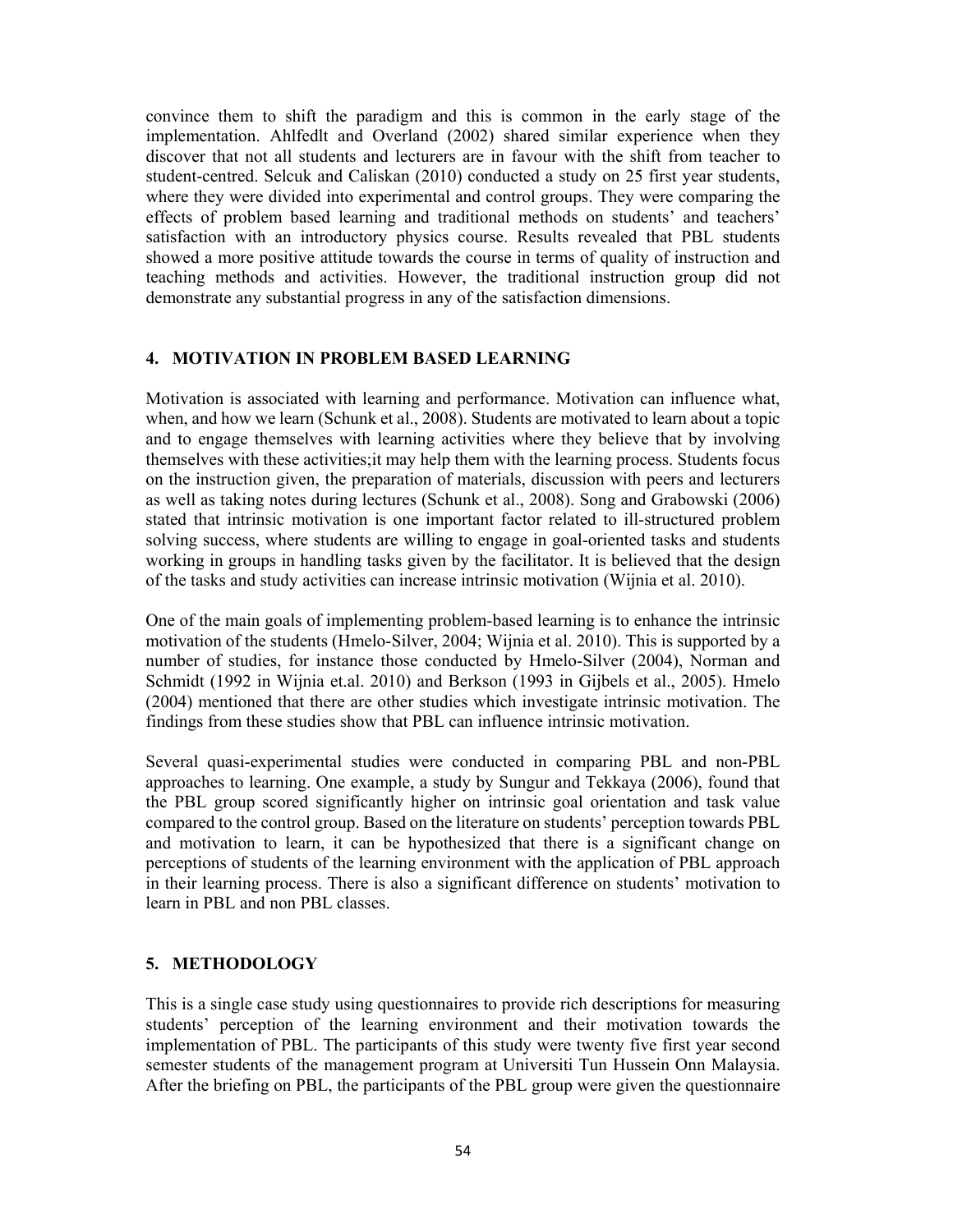convince them to shift the paradigm and this is common in the early stage of the implementation. Ahlfedlt and Overland (2002) shared similar experience when they discover that not all students and lecturers are in favour with the shift from teacher to student-centred. Selcuk and Caliskan (2010) conducted a study on 25 first year students, where they were divided into experimental and control groups. They were comparing the effects of problem based learning and traditional methods on students' and teachers' satisfaction with an introductory physics course. Results revealed that PBL students showed a more positive attitude towards the course in terms of quality of instruction and teaching methods and activities. However, the traditional instruction group did not demonstrate any substantial progress in any of the satisfaction dimensions.

## 4. MOTIVATION IN PROBLEM BASED LEARNING

Motivation is associated with learning and performance. Motivation can influence what, when, and how we learn (Schunk et al., 2008). Students are motivated to learn about a topic and to engage themselves with learning activities where they believe that by involving themselves with these activities;it may help them with the learning process. Students focus on the instruction given, the preparation of materials, discussion with peers and lecturers as well as taking notes during lectures (Schunk et al., 2008). Song and Grabowski (2006) stated that intrinsic motivation is one important factor related to ill-structured problem solving success, where students are willing to engage in goal-oriented tasks and students working in groups in handling tasks given by the facilitator. It is believed that the design of the tasks and study activities can increase intrinsic motivation (Wijnia et al. 2010).

One of the main goals of implementing problem-based learning is to enhance the intrinsic motivation of the students (Hmelo-Silver, 2004; Wijnia et al. 2010). This is supported by a number of studies, for instance those conducted by Hmelo-Silver (2004), Norman and Schmidt (1992 in Wijnia et.al. 2010) and Berkson (1993 in Gijbels et al., 2005). Hmelo (2004) mentioned that there are other studies which investigate intrinsic motivation. The findings from these studies show that PBL can influence intrinsic motivation.

Several quasi-experimental studies were conducted in comparing PBL and non-PBL approaches to learning. One example, a study by Sungur and Tekkaya (2006), found that the PBL group scored significantly higher on intrinsic goal orientation and task value compared to the control group. Based on the literature on students' perception towards PBL and motivation to learn, it can be hypothesized that there is a significant change on perceptions of students of the learning environment with the application of PBL approach in their learning process. There is also a significant difference on students' motivation to learn in PBL and non PBL classes.

## 5. METHODOLOGY

This is a single case study using questionnaires to provide rich descriptions for measuring students' perception of the learning environment and their motivation towards the implementation of PBL. The participants of this study were twenty five first year second semester students of the management program at Universiti Tun Hussein Onn Malaysia. After the briefing on PBL, the participants of the PBL group were given the questionnaire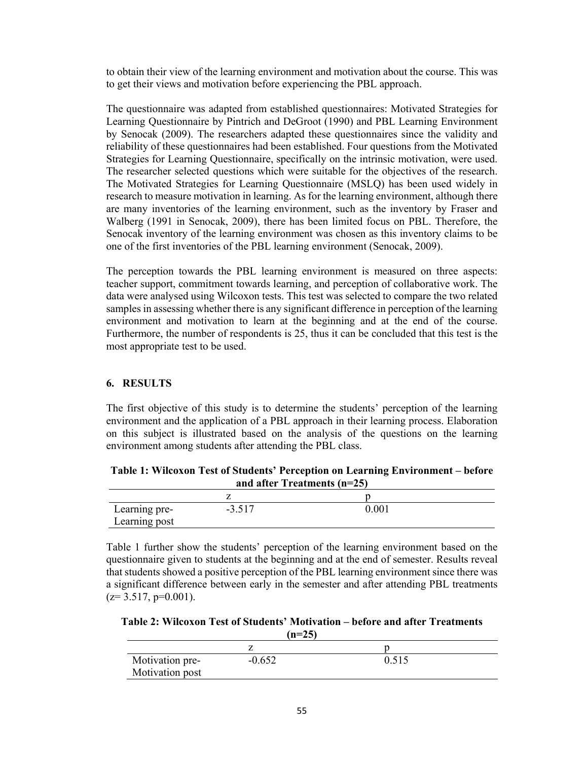to obtain their view of the learning environment and motivation about the course. This was to get their views and motivation before experiencing the PBL approach.

The questionnaire was adapted from established questionnaires: Motivated Strategies for Learning Questionnaire by Pintrich and DeGroot (1990) and PBL Learning Environment by Senocak (2009). The researchers adapted these questionnaires since the validity and reliability of these questionnaires had been established. Four questions from the Motivated Strategies for Learning Questionnaire, specifically on the intrinsic motivation, were used. The researcher selected questions which were suitable for the objectives of the research. The Motivated Strategies for Learning Questionnaire (MSLQ) has been used widely in research to measure motivation in learning. As for the learning environment, although there are many inventories of the learning environment, such as the inventory by Fraser and Walberg (1991 in Senocak, 2009), there has been limited focus on PBL. Therefore, the Senocak inventory of the learning environment was chosen as this inventory claims to be one of the first inventories of the PBL learning environment (Senocak, 2009).

The perception towards the PBL learning environment is measured on three aspects: teacher support, commitment towards learning, and perception of collaborative work. The data were analysed using Wilcoxon tests. This test was selected to compare the two related samples in assessing whether there is any significant difference in perception of the learning environment and motivation to learn at the beginning and at the end of the course. Furthermore, the number of respondents is 25, thus it can be concluded that this test is the most appropriate test to be used.

## 6. RESULTS

The first objective of this study is to determine the students' perception of the learning environment and the application of a PBL approach in their learning process. Elaboration on this subject is illustrated based on the analysis of the questions on the learning environment among students after attending the PBL class.

**Table 1: Wilcoxon Test of Students' Perception on Learning Environment – before and after Treatments (n=25)**

| | z | p |
|---|---|---|
| Learning pre- Learning post | -3.517 | 0.001 |

Table 1 further show the students' perception of the learning environment based on the questionnaire given to students at the beginning and at the end of semester. Results reveal that students showed a positive perception of the PBL learning environment since there was a significant difference between early in the semester and after attending PBL treatments ($z= 3.517$, $p=0.001$).

**Table 2: Wilcoxon Test of Students' Motivation – before and after Treatments (n=25)**

| | z | p |
|---|---|---|
| Motivation pre- Motivation post | -0.652 | 0.515 |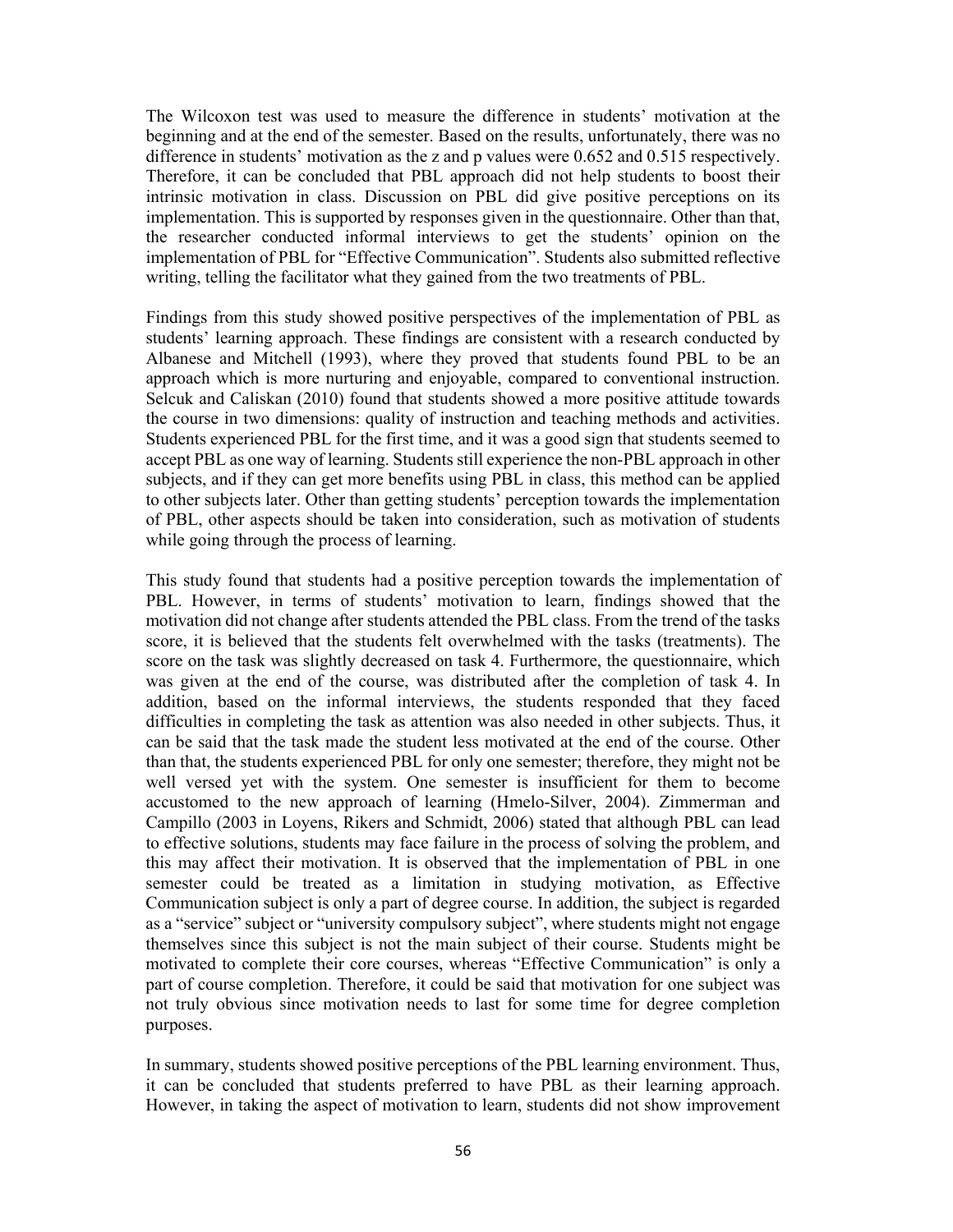The Wilcoxon test was used to measure the difference in students' motivation at the beginning and at the end of the semester. Based on the results, unfortunately, there was no difference in students' motivation as the z and p values were 0.652 and 0.515 respectively. Therefore, it can be concluded that PBL approach did not help students to boost their intrinsic motivation in class. Discussion on PBL did give positive perceptions on its implementation. This is supported by responses given in the questionnaire. Other than that, the researcher conducted informal interviews to get the students' opinion on the implementation of PBL for "Effective Communication". Students also submitted reflective writing, telling the facilitator what they gained from the two treatments of PBL.

Findings from this study showed positive perspectives of the implementation of PBL as students' learning approach. These findings are consistent with a research conducted by Albanese and Mitchell (1993), where they proved that students found PBL to be an approach which is more nurturing and enjoyable, compared to conventional instruction. Selcuk and Caliskan (2010) found that students showed a more positive attitude towards the course in two dimensions: quality of instruction and teaching methods and activities. Students experienced PBL for the first time, and it was a good sign that students seemed to accept PBL as one way of learning. Students still experience the non-PBL approach in other subjects, and if they can get more benefits using PBL in class, this method can be applied to other subjects later. Other than getting students' perception towards the implementation of PBL, other aspects should be taken into consideration, such as motivation of students while going through the process of learning.

This study found that students had a positive perception towards the implementation of PBL. However, in terms of students' motivation to learn, findings showed that the motivation did not change after students attended the PBL class. From the trend of the tasks score, it is believed that the students felt overwhelmed with the tasks (treatments). The score on the task was slightly decreased on task 4. Furthermore, the questionnaire, which was given at the end of the course, was distributed after the completion of task 4. In addition, based on the informal interviews, the students responded that they faced difficulties in completing the task as attention was also needed in other subjects. Thus, it can be said that the task made the student less motivated at the end of the course. Other than that, the students experienced PBL for only one semester; therefore, they might not be well versed yet with the system. One semester is insufficient for them to become accustomed to the new approach of learning (Hmelo-Silver, 2004). Zimmerman and Campillo (2003 in Loyens, Rikers and Schmidt, 2006) stated that although PBL can lead to effective solutions, students may face failure in the process of solving the problem, and this may affect their motivation. It is observed that the implementation of PBL in one semester could be treated as a limitation in studying motivation, as Effective Communication subject is only a part of degree course. In addition, the subject is regarded as a "service" subject or "university compulsory subject", where students might not engage themselves since this subject is not the main subject of their course. Students might be motivated to complete their core courses, whereas "Effective Communication" is only a part of course completion. Therefore, it could be said that motivation for one subject was not truly obvious since motivation needs to last for some time for degree completion purposes.

In summary, students showed positive perceptions of the PBL learning environment. Thus, it can be concluded that students preferred to have PBL as their learning approach. However, in taking the aspect of motivation to learn, students did not show improvement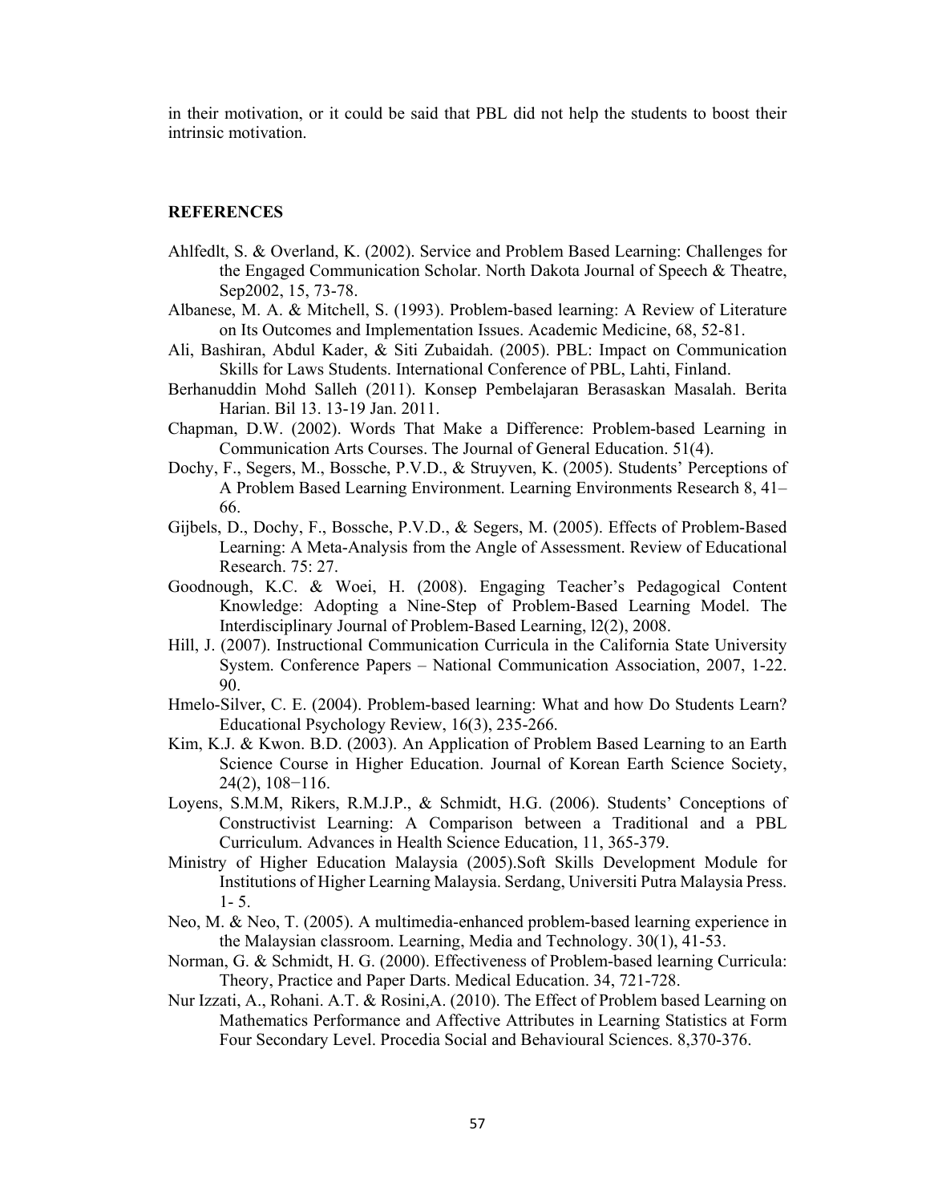in their motivation, or it could be said that PBL did not help the students to boost their intrinsic motivation.

## REFERENCES

Ahlfedlt, S. & Overland, K. (2002). Service and Problem Based Learning: Challenges for the Engaged Communication Scholar. North Dakota Journal of Speech & Theatre, Sep2002, 15, 73-78.

Albanese, M. A. & Mitchell, S. (1993). Problem-based learning: A Review of Literature on Its Outcomes and Implementation Issues. Academic Medicine, 68, 52-81.

Ali, Bashiran, Abdul Kader, & Siti Zubaidah. (2005). PBL: Impact on Communication Skills for Laws Students. International Conference of PBL, Lahti, Finland.

Berhanuddin Mohd Salleh (2011). Konsep Pembelajaran Berasaskan Masalah. Berita Harian. Bil 13. 13-19 Jan. 2011.

Chapman, D.W. (2002). Words That Make a Difference: Problem-based Learning in Communication Arts Courses. The Journal of General Education. 51(4).

Dochy, F., Segers, M., Bossche, P.V.D., & Struyven, K. (2005). Students' Perceptions of A Problem Based Learning Environment. Learning Environments Research 8, 41–66.

Gijbels, D., Dochy, F., Bossche, P.V.D., & Segers, M. (2005). Effects of Problem-Based Learning: A Meta-Analysis from the Angle of Assessment. Review of Educational Research. 75: 27.

Goodnough, K.C. & Woei, H. (2008). Engaging Teacher's Pedagogical Content Knowledge: Adopting a Nine-Step of Problem-Based Learning Model. The Interdisciplinary Journal of Problem-Based Learning, l2(2), 2008.

Hill, J. (2007). Instructional Communication Curricula in the California State University System. Conference Papers – National Communication Association, 2007, 1-22. 90.

Hmelo-Silver, C. E. (2004). Problem-based learning: What and how Do Students Learn? Educational Psychology Review, 16(3), 235-266.

Kim, K.J. & Kwon. B.D. (2003). An Application of Problem Based Learning to an Earth Science Course in Higher Education. Journal of Korean Earth Science Society, 24(2), 108−116.

Loyens, S.M.M, Rikers, R.M.J.P., & Schmidt, H.G. (2006). Students' Conceptions of Constructivist Learning: A Comparison between a Traditional and a PBL Curriculum. Advances in Health Science Education, 11, 365-379.

Ministry of Higher Education Malaysia (2005).Soft Skills Development Module for Institutions of Higher Learning Malaysia. Serdang, Universiti Putra Malaysia Press. 1- 5.

Neo, M. & Neo, T. (2005). A multimedia-enhanced problem-based learning experience in the Malaysian classroom. Learning, Media and Technology. 30(1), 41-53.

Norman, G. & Schmidt, H. G. (2000). Effectiveness of Problem-based learning Curricula: Theory, Practice and Paper Darts. Medical Education. 34, 721-728.

Nur Izzati, A., Rohani. A.T. & Rosini,A. (2010). The Effect of Problem based Learning on Mathematics Performance and Affective Attributes in Learning Statistics at Form Four Secondary Level. Procedia Social and Behavioural Sciences. 8,370-376.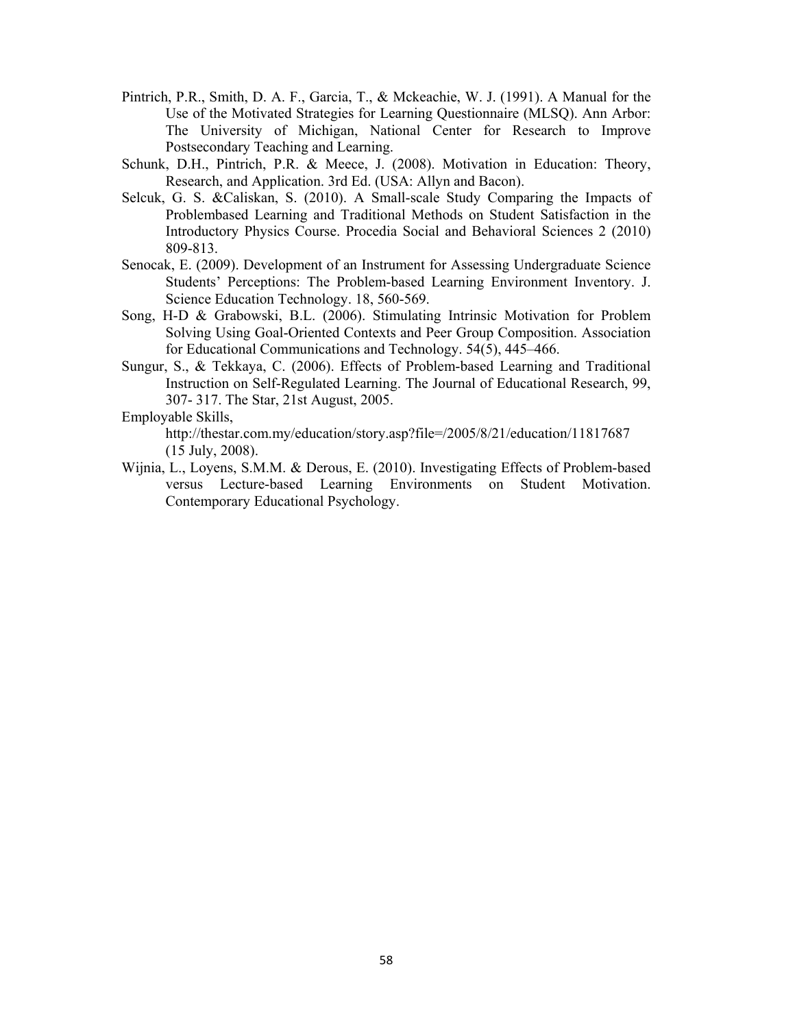Pintrich, P.R., Smith, D. A. F., Garcia, T., & Mckeachie, W. J. (1991). A Manual for the Use of the Motivated Strategies for Learning Questionnaire (MLSQ). Ann Arbor: The University of Michigan, National Center for Research to Improve Postsecondary Teaching and Learning.

Schunk, D.H., Pintrich, P.R. & Meece, J. (2008). Motivation in Education: Theory, Research, and Application. 3rd Ed. (USA: Allyn and Bacon).

Selcuk, G. S. &Caliskan, S. (2010). A Small-scale Study Comparing the Impacts of Problembased Learning and Traditional Methods on Student Satisfaction in the Introductory Physics Course. Procedia Social and Behavioral Sciences 2 (2010) 809-813.

Senocak, E. (2009). Development of an Instrument for Assessing Undergraduate Science Students' Perceptions: The Problem-based Learning Environment Inventory. J. Science Education Technology. 18, 560-569.

Song, H-D & Grabowski, B.L. (2006). Stimulating Intrinsic Motivation for Problem Solving Using Goal-Oriented Contexts and Peer Group Composition. Association for Educational Communications and Technology. 54(5), 445–466.

Sungur, S., & Tekkaya, C. (2006). Effects of Problem-based Learning and Traditional Instruction on Self-Regulated Learning. The Journal of Educational Research, 99, 307- 317. The Star, 21st August, 2005.

Employable Skills,
http://thestar.com.my/education/story.asp?file=/2005/8/21/education/11817687 (15 July, 2008).

Wijnia, L., Loyens, S.M.M. & Derous, E. (2010). Investigating Effects of Problem-based versus Lecture-based Learning Environments on Student Motivation. Contemporary Educational Psychology.